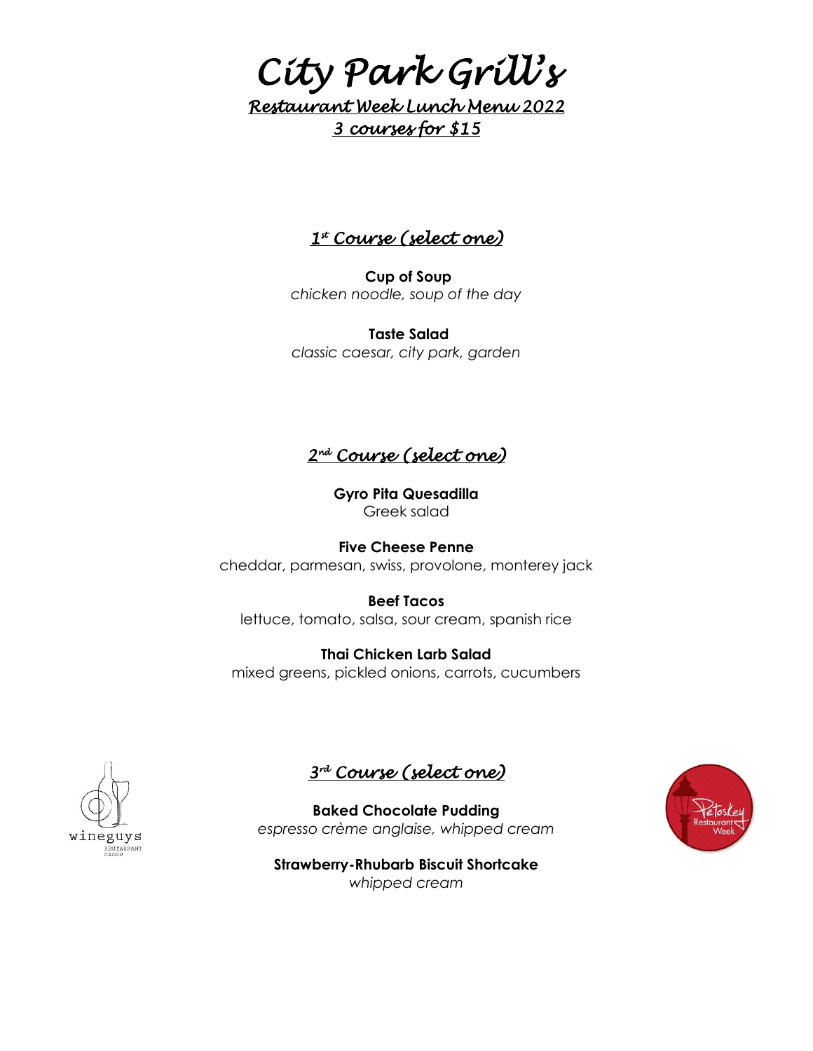# City Park Grill's

## Restaurant Week Lunch Menu 2022

## 3 courses for $15

### 1st Course (select one)

**Cup of Soup**
*chicken noodle, soup of the day*

**Taste Salad**
*classic caesar, city park, garden*

### 2nd Course (select one)

**Gyro Pita Quesadilla**
Greek salad

**Five Cheese Penne**
cheddar, parmesan, swiss, provolone, monterey jack

**Beef Tacos**
lettuce, tomato, salsa, sour cream, spanish rice

**Thai Chicken Larb Salad**
mixed greens, pickled onions, carrots, cucumbers

### 3rd Course (select one)

**Baked Chocolate Pudding**
*espresso crème anglaise, whipped cream*

**Strawberry-Rhubarb Biscuit Shortcake**
*whipped cream*

wineguys RESTAURANT GROUP

Petoskey Restaurant Week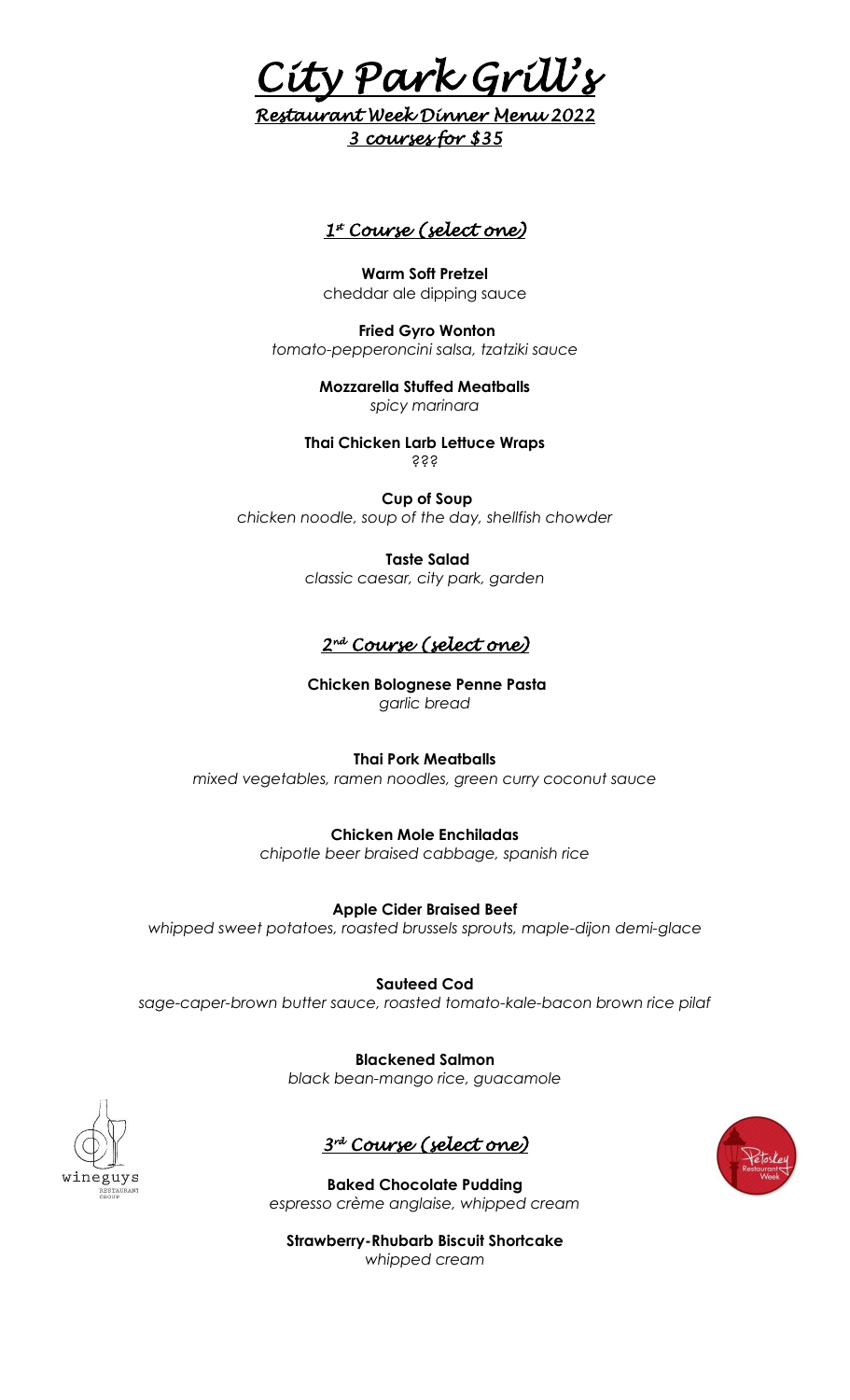# *City Park Grill's*

***Restaurant Week Dinner Menu 2022***

***3 courses for $35***

## *1st Course (select one)*

**Warm Soft Pretzel**
cheddar ale dipping sauce

**Fried Gyro Wonton**
*tomato-pepperoncini salsa, tzatziki sauce*

**Mozzarella Stuffed Meatballs**
*spicy marinara*

**Thai Chicken Larb Lettuce Wraps**
???

**Cup of Soup**
*chicken noodle, soup of the day, shellfish chowder*

**Taste Salad**
*classic caesar, city park, garden*

## *2nd Course (select one)*

**Chicken Bolognese Penne Pasta**
*garlic bread*

**Thai Pork Meatballs**
*mixed vegetables, ramen noodles, green curry coconut sauce*

**Chicken Mole Enchiladas**
*chipotle beer braised cabbage, spanish rice*

**Apple Cider Braised Beef**
*whipped sweet potatoes, roasted brussels sprouts, maple-dijon demi-glace*

**Sauteed Cod**
*sage-caper-brown butter sauce, roasted tomato-kale-bacon brown rice pilaf*

**Blackened Salmon**
*black bean-mango rice, guacamole*

## *3rd Course (select one)*

**Baked Chocolate Pudding**
*espresso crème anglaise, whipped cream*

**Strawberry-Rhubarb Biscuit Shortcake**
*whipped cream*

wineguys RESTAURANT GROUP

Petoskey Restaurant Week